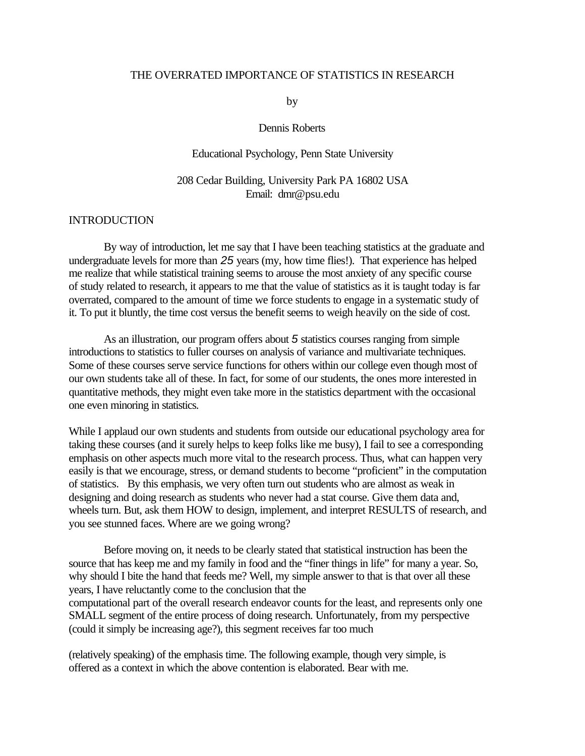# THE OVERRATED IMPORTANCE OF STATISTICS IN RESEARCH

by

Dennis Roberts

Educational Psychology, Penn State University

208 Cedar Building, University Park PA 16802 USA
Email: dmr@psu.edu

## INTRODUCTION

By way of introduction, let me say that I have been teaching statistics at the graduate and undergraduate levels for more than 25 years (my, how time flies!). That experience has helped me realize that while statistical training seems to arouse the most anxiety of any specific course of study related to research, it appears to me that the value of statistics as it is taught today is far overrated, compared to the amount of time we force students to engage in a systematic study of it. To put it bluntly, the time cost versus the benefit seems to weigh heavily on the side of cost.

As an illustration, our program offers about 5 statistics courses ranging from simple introductions to statistics to fuller courses on analysis of variance and multivariate techniques. Some of these courses serve service functions for others within our college even though most of our own students take all of these. In fact, for some of our students, the ones more interested in quantitative methods, they might even take more in the statistics department with the occasional one even minoring in statistics.

While I applaud our own students and students from outside our educational psychology area for taking these courses (and it surely helps to keep folks like me busy), I fail to see a corresponding emphasis on other aspects much more vital to the research process. Thus, what can happen very easily is that we encourage, stress, or demand students to become "proficient" in the computation of statistics. By this emphasis, we very often turn out students who are almost as weak in designing and doing research as students who never had a stat course. Give them data and, wheels turn. But, ask them HOW to design, implement, and interpret RESULTS of research, and you see stunned faces. Where are we going wrong?

Before moving on, it needs to be clearly stated that statistical instruction has been the source that has keep me and my family in food and the "finer things in life" for many a year. So, why should I bite the hand that feeds me? Well, my simple answer to that is that over all these years, I have reluctantly come to the conclusion that the computational part of the overall research endeavor counts for the least, and represents only one SMALL segment of the entire process of doing research. Unfortunately, from my perspective (could it simply be increasing age?), this segment receives far too much (relatively speaking) of the emphasis time. The following example, though very simple, is offered as a context in which the above contention is elaborated. Bear with me.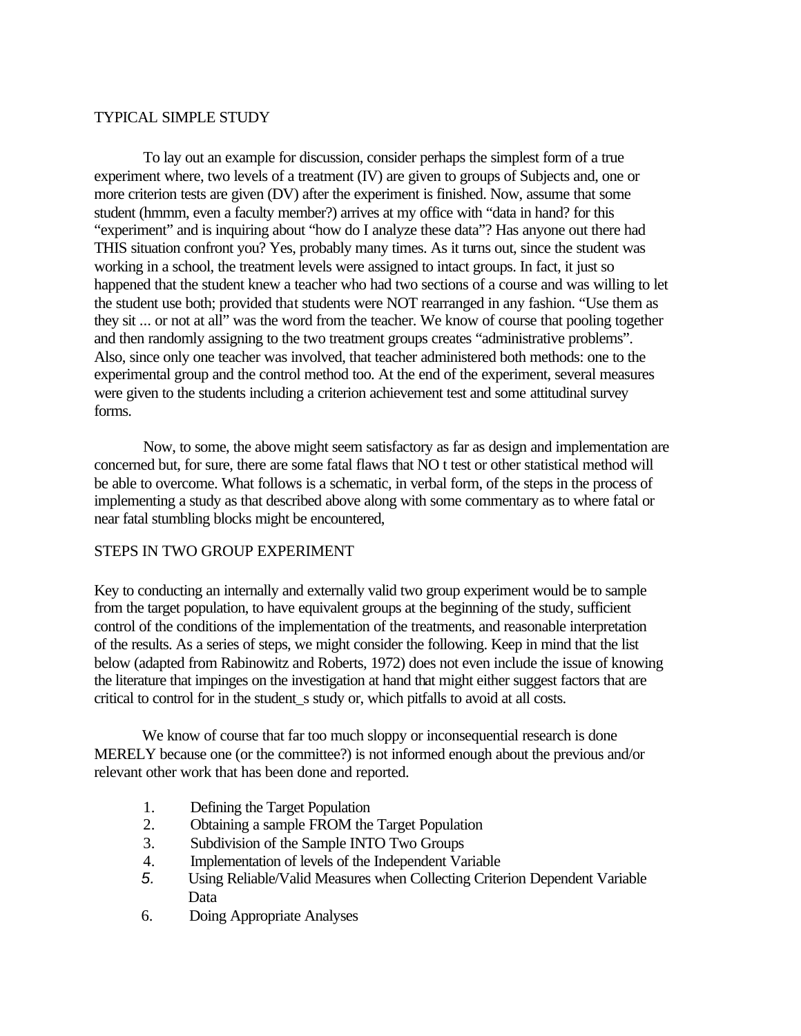## TYPICAL SIMPLE STUDY

To lay out an example for discussion, consider perhaps the simplest form of a true experiment where, two levels of a treatment (IV) are given to groups of Subjects and, one or more criterion tests are given (DV) after the experiment is finished. Now, assume that some student (hmmm, even a faculty member?) arrives at my office with "data in hand? for this "experiment" and is inquiring about "how do I analyze these data"? Has anyone out there had THIS situation confront you? Yes, probably many times. As it turns out, since the student was working in a school, the treatment levels were assigned to intact groups. In fact, it just so happened that the student knew a teacher who had two sections of a course and was willing to let the student use both; provided that students were NOT rearranged in any fashion. "Use them as they sit ... or not at all" was the word from the teacher. We know of course that pooling together and then randomly assigning to the two treatment groups creates "administrative problems". Also, since only one teacher was involved, that teacher administered both methods: one to the experimental group and the control method too. At the end of the experiment, several measures were given to the students including a criterion achievement test and some attitudinal survey forms.

Now, to some, the above might seem satisfactory as far as design and implementation are concerned but, for sure, there are some fatal flaws that NO t test or other statistical method will be able to overcome. What follows is a schematic, in verbal form, of the steps in the process of implementing a study as that described above along with some commentary as to where fatal or near fatal stumbling blocks might be encountered,

## STEPS IN TWO GROUP EXPERIMENT

Key to conducting an internally and externally valid two group experiment would be to sample from the target population, to have equivalent groups at the beginning of the study, sufficient control of the conditions of the implementation of the treatments, and reasonable interpretation of the results. As a series of steps, we might consider the following. Keep in mind that the list below (adapted from Rabinowitz and Roberts, 1972) does not even include the issue of knowing the literature that impinges on the investigation at hand that might either suggest factors that are critical to control for in the student_s study or, which pitfalls to avoid at all costs.

We know of course that far too much sloppy or inconsequential research is done MERELY because one (or the committee?) is not informed enough about the previous and/or relevant other work that has been done and reported.

1. Defining the Target Population
2. Obtaining a sample FROM the Target Population
3. Subdivision of the Sample INTO Two Groups
4. Implementation of levels of the Independent Variable
5. Using Reliable/Valid Measures when Collecting Criterion Dependent Variable Data
6. Doing Appropriate Analyses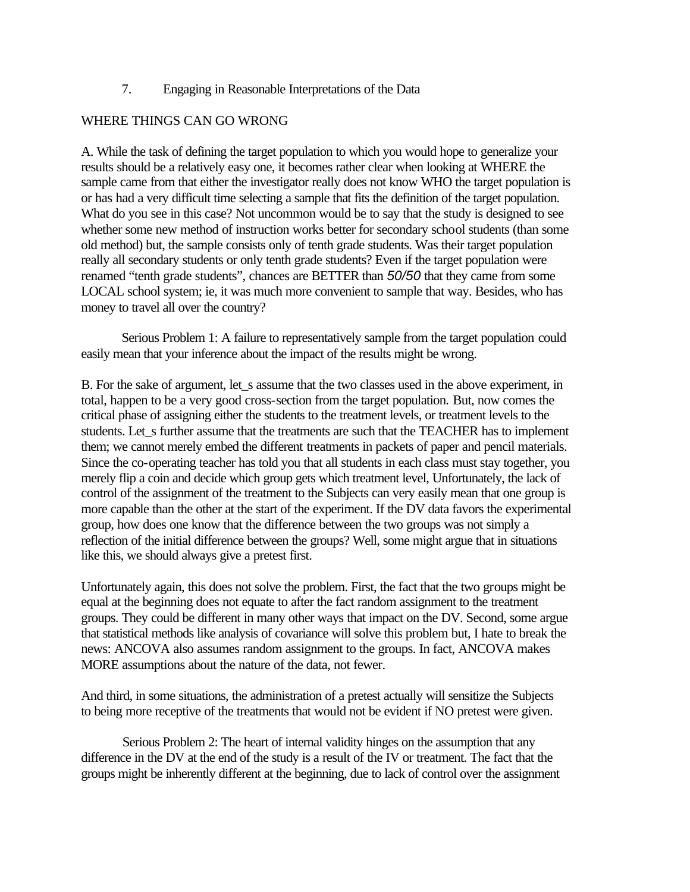7. Engaging in Reasonable Interpretations of the Data

WHERE THINGS CAN GO WRONG

A. While the task of defining the target population to which you would hope to generalize your results should be a relatively easy one, it becomes rather clear when looking at WHERE the sample came from that either the investigator really does not know WHO the target population is or has had a very difficult time selecting a sample that fits the definition of the target population. What do you see in this case? Not uncommon would be to say that the study is designed to see whether some new method of instruction works better for secondary school students (than some old method) but, the sample consists only of tenth grade students. Was their target population really all secondary students or only tenth grade students? Even if the target population were renamed "tenth grade students", chances are BETTER than 50/50 that they came from some LOCAL school system; ie, it was much more convenient to sample that way. Besides, who has money to travel all over the country?

Serious Problem 1: A failure to representatively sample from the target population could easily mean that your inference about the impact of the results might be wrong.

B. For the sake of argument, let_s assume that the two classes used in the above experiment, in total, happen to be a very good cross-section from the target population. But, now comes the critical phase of assigning either the students to the treatment levels, or treatment levels to the students. Let_s further assume that the treatments are such that the TEACHER has to implement them; we cannot merely embed the different treatments in packets of paper and pencil materials. Since the co-operating teacher has told you that all students in each class must stay together, you merely flip a coin and decide which group gets which treatment level, Unfortunately, the lack of control of the assignment of the treatment to the Subjects can very easily mean that one group is more capable than the other at the start of the experiment. If the DV data favors the experimental group, how does one know that the difference between the two groups was not simply a reflection of the initial difference between the groups? Well, some might argue that in situations like this, we should always give a pretest first.

Unfortunately again, this does not solve the problem. First, the fact that the two groups might be equal at the beginning does not equate to after the fact random assignment to the treatment groups. They could be different in many other ways that impact on the DV. Second, some argue that statistical methods like analysis of covariance will solve this problem but, I hate to break the news: ANCOVA also assumes random assignment to the groups. In fact, ANCOVA makes MORE assumptions about the nature of the data, not fewer.

And third, in some situations, the administration of a pretest actually will sensitize the Subjects to being more receptive of the treatments that would not be evident if NO pretest were given.

Serious Problem 2: The heart of internal validity hinges on the assumption that any difference in the DV at the end of the study is a result of the IV or treatment. The fact that the groups might be inherently different at the beginning, due to lack of control over the assignment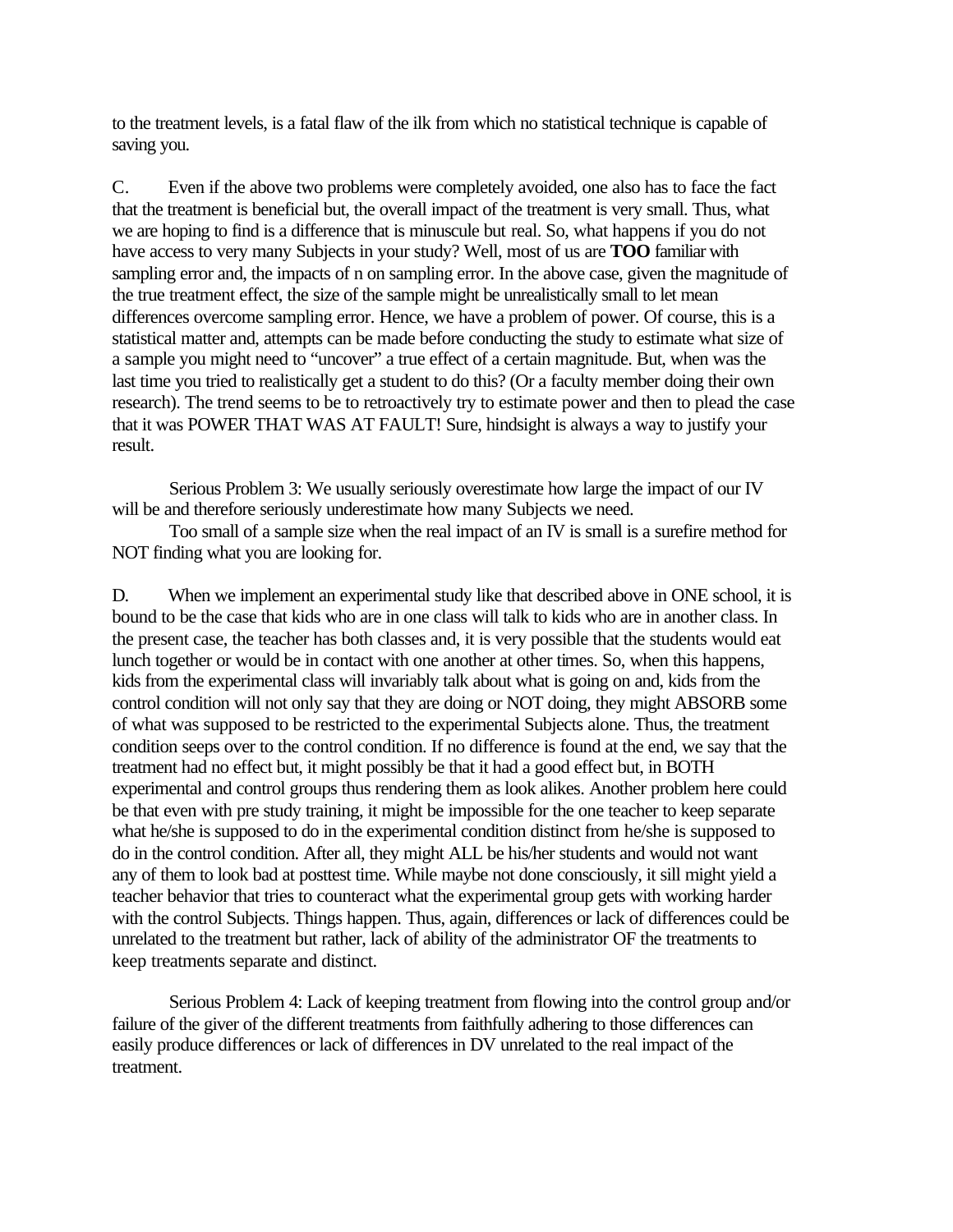to the treatment levels, is a fatal flaw of the ilk from which no statistical technique is capable of saving you.

C. Even if the above two problems were completely avoided, one also has to face the fact that the treatment is beneficial but, the overall impact of the treatment is very small. Thus, what we are hoping to find is a difference that is minuscule but real. So, what happens if you do not have access to very many Subjects in your study? Well, most of us are **TOO** familiar with sampling error and, the impacts of n on sampling error. In the above case, given the magnitude of the true treatment effect, the size of the sample might be unrealistically small to let mean differences overcome sampling error. Hence, we have a problem of power. Of course, this is a statistical matter and, attempts can be made before conducting the study to estimate what size of a sample you might need to "uncover" a true effect of a certain magnitude. But, when was the last time you tried to realistically get a student to do this? (Or a faculty member doing their own research). The trend seems to be to retroactively try to estimate power and then to plead the case that it was POWER THAT WAS AT FAULT! Sure, hindsight is always a way to justify your result.

Serious Problem 3: We usually seriously overestimate how large the impact of our IV will be and therefore seriously underestimate how many Subjects we need.

Too small of a sample size when the real impact of an IV is small is a surefire method for NOT finding what you are looking for.

D. When we implement an experimental study like that described above in ONE school, it is bound to be the case that kids who are in one class will talk to kids who are in another class. In the present case, the teacher has both classes and, it is very possible that the students would eat lunch together or would be in contact with one another at other times. So, when this happens, kids from the experimental class will invariably talk about what is going on and, kids from the control condition will not only say that they are doing or NOT doing, they might ABSORB some of what was supposed to be restricted to the experimental Subjects alone. Thus, the treatment condition seeps over to the control condition. If no difference is found at the end, we say that the treatment had no effect but, it might possibly be that it had a good effect but, in BOTH experimental and control groups thus rendering them as look alikes. Another problem here could be that even with pre study training, it might be impossible for the one teacher to keep separate what he/she is supposed to do in the experimental condition distinct from he/she is supposed to do in the control condition. After all, they might ALL be his/her students and would not want any of them to look bad at posttest time. While maybe not done consciously, it sill might yield a teacher behavior that tries to counteract what the experimental group gets with working harder with the control Subjects. Things happen. Thus, again, differences or lack of differences could be unrelated to the treatment but rather, lack of ability of the administrator OF the treatments to keep treatments separate and distinct.

Serious Problem 4: Lack of keeping treatment from flowing into the control group and/or failure of the giver of the different treatments from faithfully adhering to those differences can easily produce differences or lack of differences in DV unrelated to the real impact of the treatment.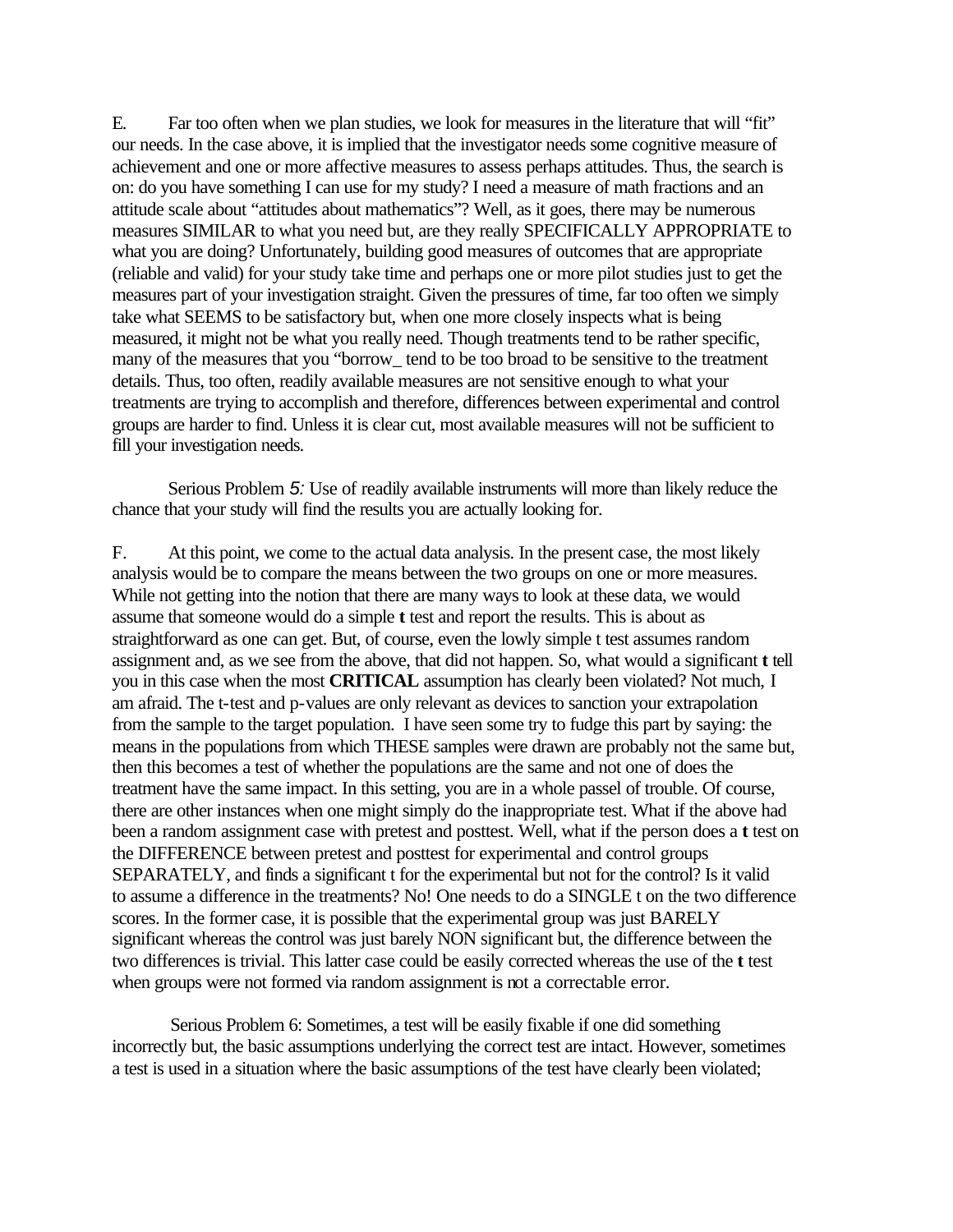E. Far too often when we plan studies, we look for measures in the literature that will "fit" our needs. In the case above, it is implied that the investigator needs some cognitive measure of achievement and one or more affective measures to assess perhaps attitudes. Thus, the search is on: do you have something I can use for my study? I need a measure of math fractions and an attitude scale about "attitudes about mathematics"? Well, as it goes, there may be numerous measures SIMILAR to what you need but, are they really SPECIFICALLY APPROPRIATE to what you are doing? Unfortunately, building good measures of outcomes that are appropriate (reliable and valid) for your study take time and perhaps one or more pilot studies just to get the measures part of your investigation straight. Given the pressures of time, far too often we simply take what SEEMS to be satisfactory but, when one more closely inspects what is being measured, it might not be what you really need. Though treatments tend to be rather specific, many of the measures that you "borrow_ tend to be too broad to be sensitive to the treatment details. Thus, too often, readily available measures are not sensitive enough to what your treatments are trying to accomplish and therefore, differences between experimental and control groups are harder to find. Unless it is clear cut, most available measures will not be sufficient to fill your investigation needs.

Serious Problem 5: Use of readily available instruments will more than likely reduce the chance that your study will find the results you are actually looking for.

F. At this point, we come to the actual data analysis. In the present case, the most likely analysis would be to compare the means between the two groups on one or more measures. While not getting into the notion that there are many ways to look at these data, we would assume that someone would do a simple **t** test and report the results. This is about as straightforward as one can get. But, of course, even the lowly simple t test assumes random assignment and, as we see from the above, that did not happen. So, what would a significant **t** tell you in this case when the most **CRITICAL** assumption has clearly been violated? Not much, I am afraid. The t-test and p-values are only relevant as devices to sanction your extrapolation from the sample to the target population. I have seen some try to fudge this part by saying: the means in the populations from which THESE samples were drawn are probably not the same but, then this becomes a test of whether the populations are the same and not one of does the treatment have the same impact. In this setting, you are in a whole passel of trouble. Of course, there are other instances when one might simply do the inappropriate test. What if the above had been a random assignment case with pretest and posttest. Well, what if the person does a **t** test on the DIFFERENCE between pretest and posttest for experimental and control groups SEPARATELY, and finds a significant t for the experimental but not for the control? Is it valid to assume a difference in the treatments? No! One needs to do a SINGLE t on the two difference scores. In the former case, it is possible that the experimental group was just BARELY significant whereas the control was just barely NON significant but, the difference between the two differences is trivial. This latter case could be easily corrected whereas the use of the **t** test when groups were not formed via random assignment is not a correctable error.

Serious Problem 6: Sometimes, a test will be easily fixable if one did something incorrectly but, the basic assumptions underlying the correct test are intact. However, sometimes a test is used in a situation where the basic assumptions of the test have clearly been violated;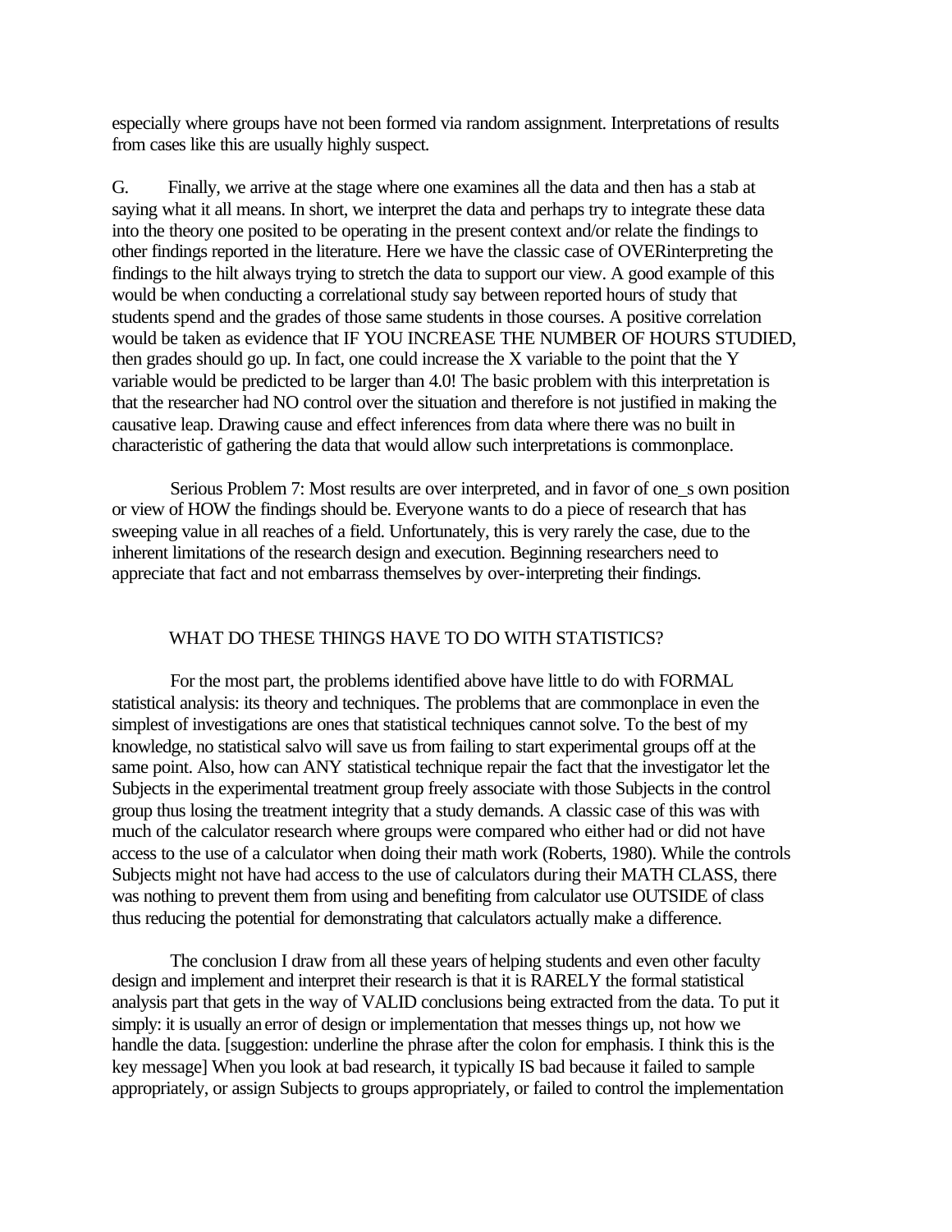especially where groups have not been formed via random assignment. Interpretations of results from cases like this are usually highly suspect.

G. Finally, we arrive at the stage where one examines all the data and then has a stab at saying what it all means. In short, we interpret the data and perhaps try to integrate these data into the theory one posited to be operating in the present context and/or relate the findings to other findings reported in the literature. Here we have the classic case of OVERinterpreting the findings to the hilt always trying to stretch the data to support our view. A good example of this would be when conducting a correlational study say between reported hours of study that students spend and the grades of those same students in those courses. A positive correlation would be taken as evidence that IF YOU INCREASE THE NUMBER OF HOURS STUDIED, then grades should go up. In fact, one could increase the X variable to the point that the Y variable would be predicted to be larger than 4.0! The basic problem with this interpretation is that the researcher had NO control over the situation and therefore is not justified in making the causative leap. Drawing cause and effect inferences from data where there was no built in characteristic of gathering the data that would allow such interpretations is commonplace.

Serious Problem 7: Most results are over interpreted, and in favor of one_s own position or view of HOW the findings should be. Everyone wants to do a piece of research that has sweeping value in all reaches of a field. Unfortunately, this is very rarely the case, due to the inherent limitations of the research design and execution. Beginning researchers need to appreciate that fact and not embarrass themselves by over-interpreting their findings.

## WHAT DO THESE THINGS HAVE TO DO WITH STATISTICS?

For the most part, the problems identified above have little to do with FORMAL statistical analysis: its theory and techniques. The problems that are commonplace in even the simplest of investigations are ones that statistical techniques cannot solve. To the best of my knowledge, no statistical salvo will save us from failing to start experimental groups off at the same point. Also, how can ANY statistical technique repair the fact that the investigator let the Subjects in the experimental treatment group freely associate with those Subjects in the control group thus losing the treatment integrity that a study demands. A classic case of this was with much of the calculator research where groups were compared who either had or did not have access to the use of a calculator when doing their math work (Roberts, 1980). While the controls Subjects might not have had access to the use of calculators during their MATH CLASS, there was nothing to prevent them from using and benefiting from calculator use OUTSIDE of class thus reducing the potential for demonstrating that calculators actually make a difference.

The conclusion I draw from all these years of helping students and even other faculty design and implement and interpret their research is that it is RARELY the formal statistical analysis part that gets in the way of VALID conclusions being extracted from the data. To put it simply: it is usually an error of design or implementation that messes things up, not how we handle the data. [suggestion: underline the phrase after the colon for emphasis. I think this is the key message] When you look at bad research, it typically IS bad because it failed to sample appropriately, or assign Subjects to groups appropriately, or failed to control the implementation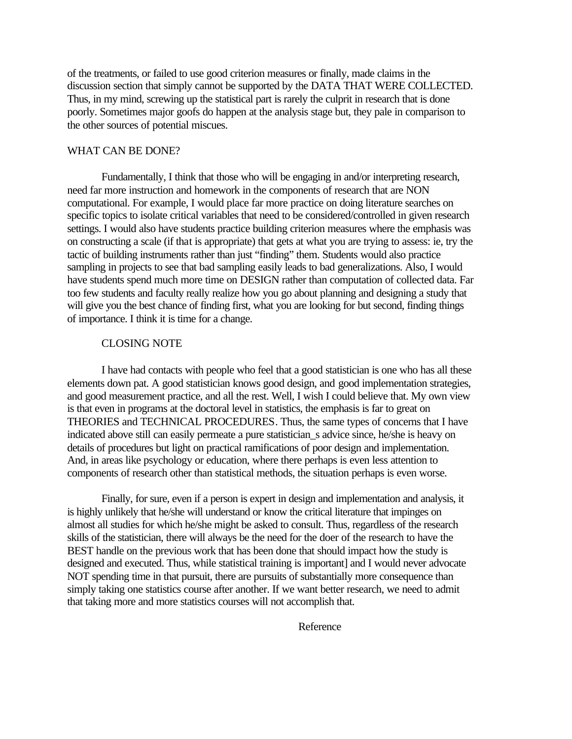of the treatments, or failed to use good criterion measures or finally, made claims in the discussion section that simply cannot be supported by the DATA THAT WERE COLLECTED. Thus, in my mind, screwing up the statistical part is rarely the culprit in research that is done poorly. Sometimes major goofs do happen at the analysis stage but, they pale in comparison to the other sources of potential miscues.

## WHAT CAN BE DONE?

Fundamentally, I think that those who will be engaging in and/or interpreting research, need far more instruction and homework in the components of research that are NON computational. For example, I would place far more practice on doing literature searches on specific topics to isolate critical variables that need to be considered/controlled in given research settings. I would also have students practice building criterion measures where the emphasis was on constructing a scale (if that is appropriate) that gets at what you are trying to assess: ie, try the tactic of building instruments rather than just "finding" them. Students would also practice sampling in projects to see that bad sampling easily leads to bad generalizations. Also, I would have students spend much more time on DESIGN rather than computation of collected data. Far too few students and faculty really realize how you go about planning and designing a study that will give you the best chance of finding first, what you are looking for but second, finding things of importance. I think it is time for a change.

## CLOSING NOTE

I have had contacts with people who feel that a good statistician is one who has all these elements down pat. A good statistician knows good design, and good implementation strategies, and good measurement practice, and all the rest. Well, I wish I could believe that. My own view is that even in programs at the doctoral level in statistics, the emphasis is far to great on THEORIES and TECHNICAL PROCEDURES. Thus, the same types of concerns that I have indicated above still can easily permeate a pure statistician_s advice since, he/she is heavy on details of procedures but light on practical ramifications of poor design and implementation. And, in areas like psychology or education, where there perhaps is even less attention to components of research other than statistical methods, the situation perhaps is even worse.

Finally, for sure, even if a person is expert in design and implementation and analysis, it is highly unlikely that he/she will understand or know the critical literature that impinges on almost all studies for which he/she might be asked to consult. Thus, regardless of the research skills of the statistician, there will always be the need for the doer of the research to have the BEST handle on the previous work that has been done that should impact how the study is designed and executed. Thus, while statistical training is important] and I would never advocate NOT spending time in that pursuit, there are pursuits of substantially more consequence than simply taking one statistics course after another. If we want better research, we need to admit that taking more and more statistics courses will not accomplish that.

## Reference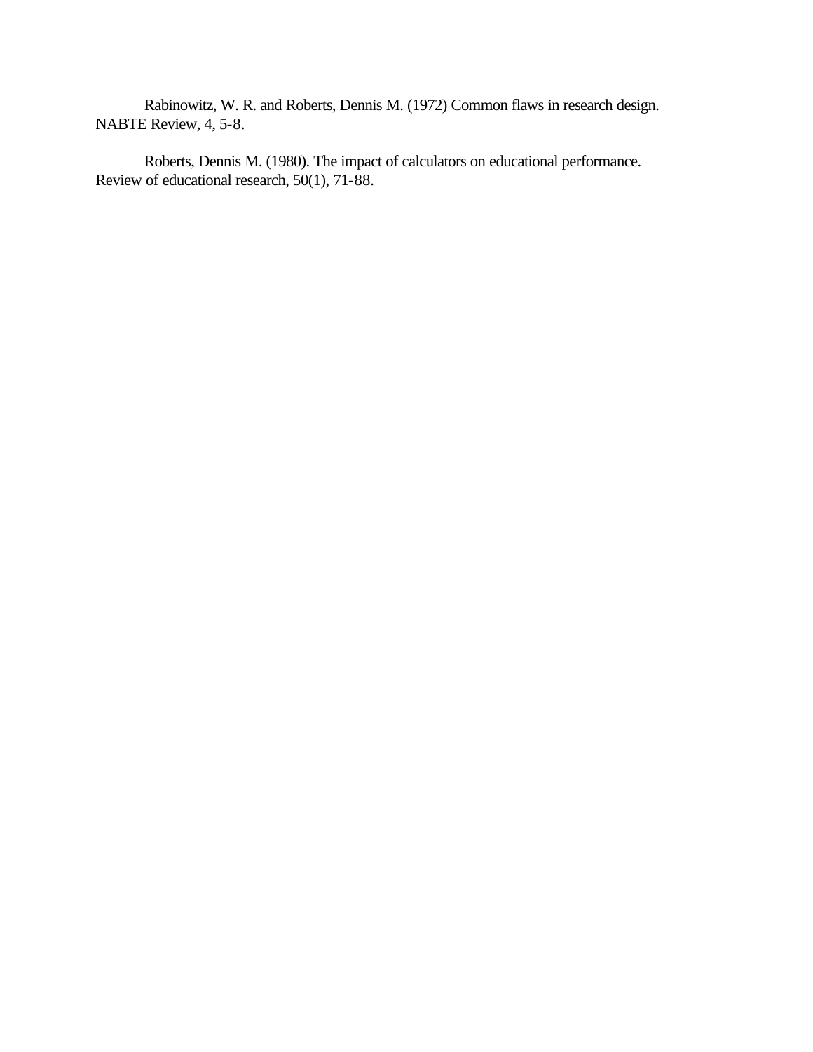Rabinowitz, W. R. and Roberts, Dennis M. (1972) Common flaws in research design. NABTE Review, 4, 5-8.

Roberts, Dennis M. (1980). The impact of calculators on educational performance. Review of educational research, 50(1), 71-88.